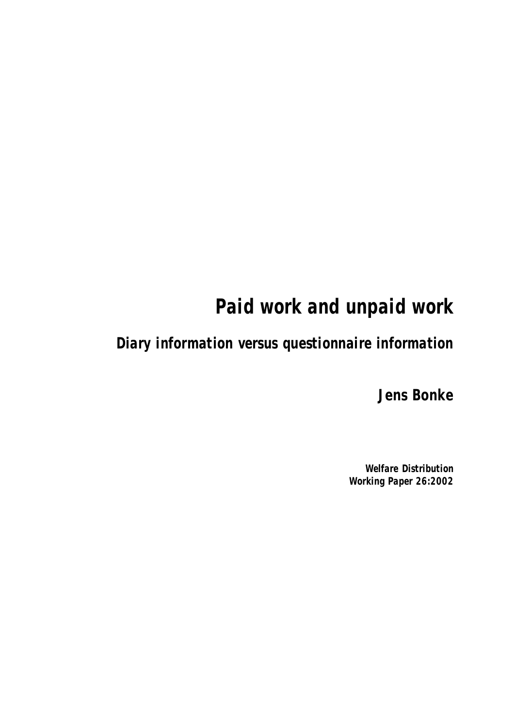# *Paid work and unpaid work*

## *Diary information versus questionnaire information*

***Jens Bonke***

***Welfare Distribution***
***Working Paper 26:2002***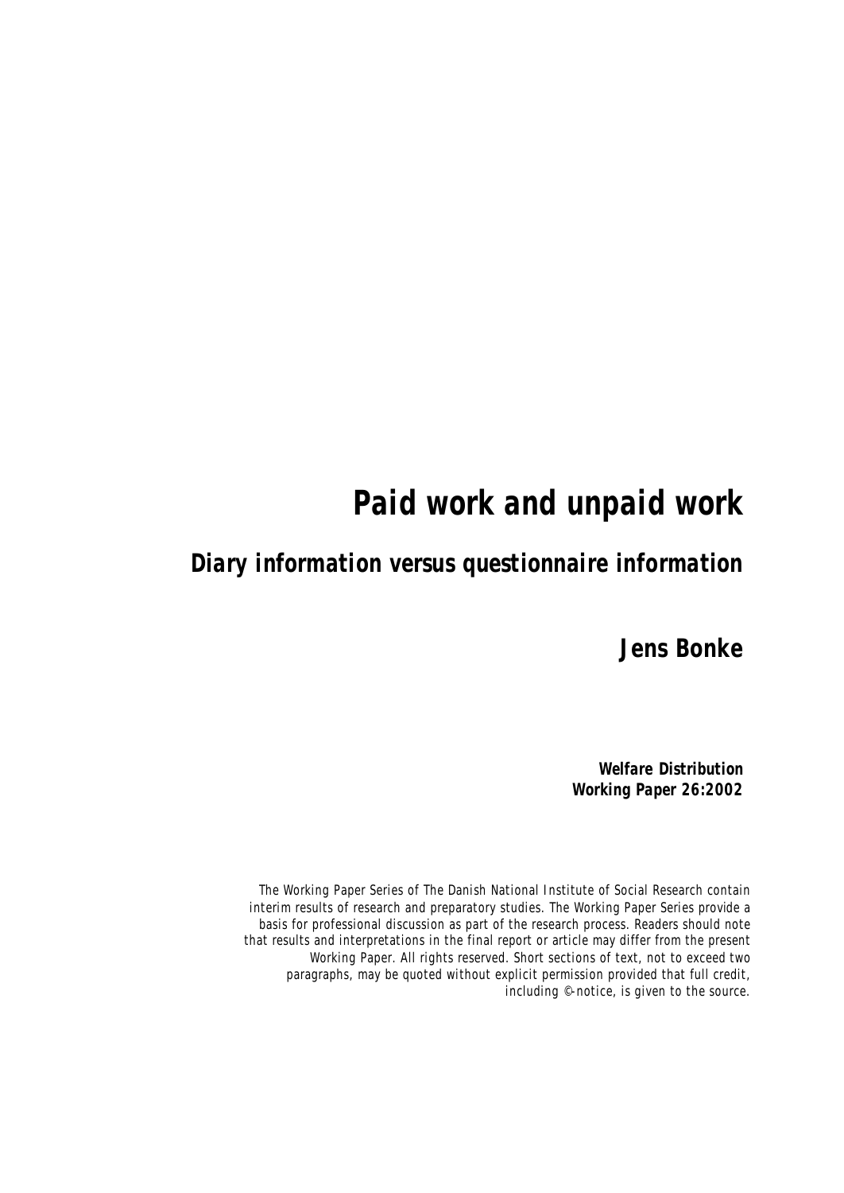# *Paid work and unpaid work*

## *Diary information versus questionnaire information*

### *Jens Bonke*

***Welfare Distribution***
***Working Paper 26:2002***

*The Working Paper Series of The Danish National Institute of Social Research contain interim results of research and preparatory studies. The Working Paper Series provide a basis for professional discussion as part of the research process. Readers should note that results and interpretations in the final report or article may differ from the present Working Paper. All rights reserved. Short sections of text, not to exceed two paragraphs, may be quoted without explicit permission provided that full credit, including ©-notice, is given to the source.*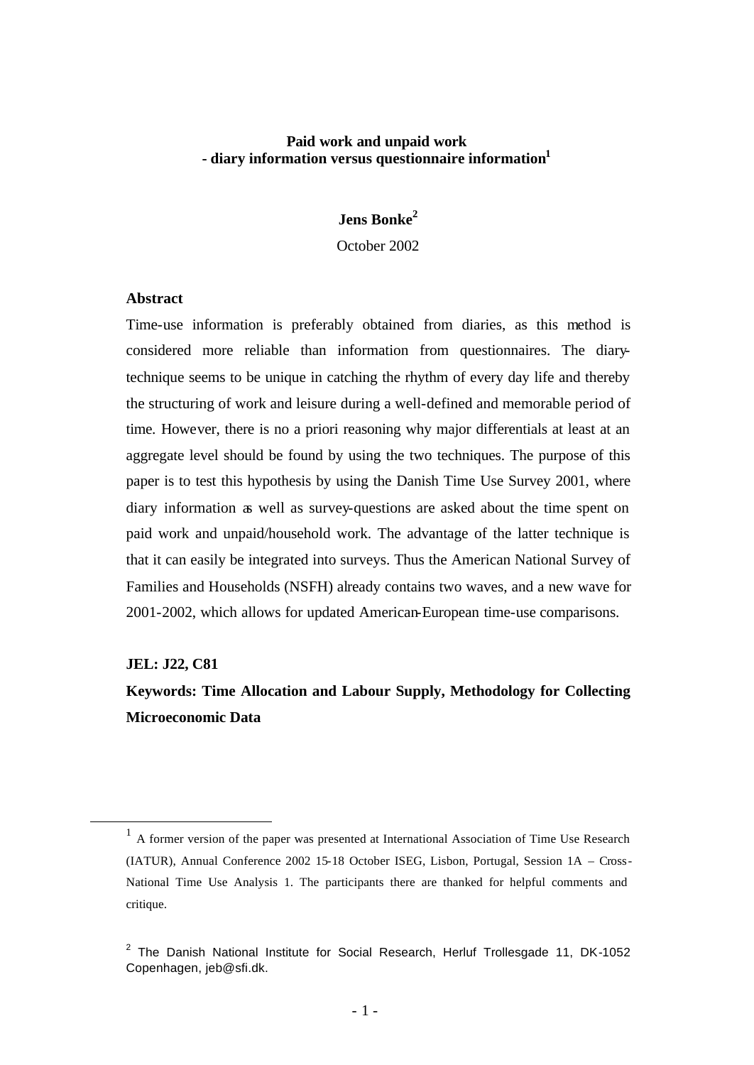**Paid work and unpaid work**
**- diary information versus questionnaire information**[1]

**Jens Bonke**[2]

October 2002

**Abstract**

Time-use information is preferably obtained from diaries, as this method is considered more reliable than information from questionnaires. The diary-technique seems to be unique in catching the rhythm of every day life and thereby the structuring of work and leisure during a well-defined and memorable period of time. However, there is no a priori reasoning why major differentials at least at an aggregate level should be found by using the two techniques. The purpose of this paper is to test this hypothesis by using the Danish Time Use Survey 2001, where diary information as well as survey-questions are asked about the time spent on paid work and unpaid/household work. The advantage of the latter technique is that it can easily be integrated into surveys. Thus the American National Survey of Families and Households (NSFH) already contains two waves, and a new wave for 2001-2002, which allows for updated American-European time-use comparisons.

**JEL: J22, C81**

**Keywords: Time Allocation and Labour Supply, Methodology for Collecting Microeconomic Data**

[1] A former version of the paper was presented at International Association of Time Use Research (IATUR), Annual Conference 2002 15-18 October ISEG, Lisbon, Portugal, Session 1A – Cross-National Time Use Analysis 1. The participants there are thanked for helpful comments and critique.

[2] The Danish National Institute for Social Research, Herluf Trollesgade 11, DK-1052 Copenhagen, jeb@sfi.dk.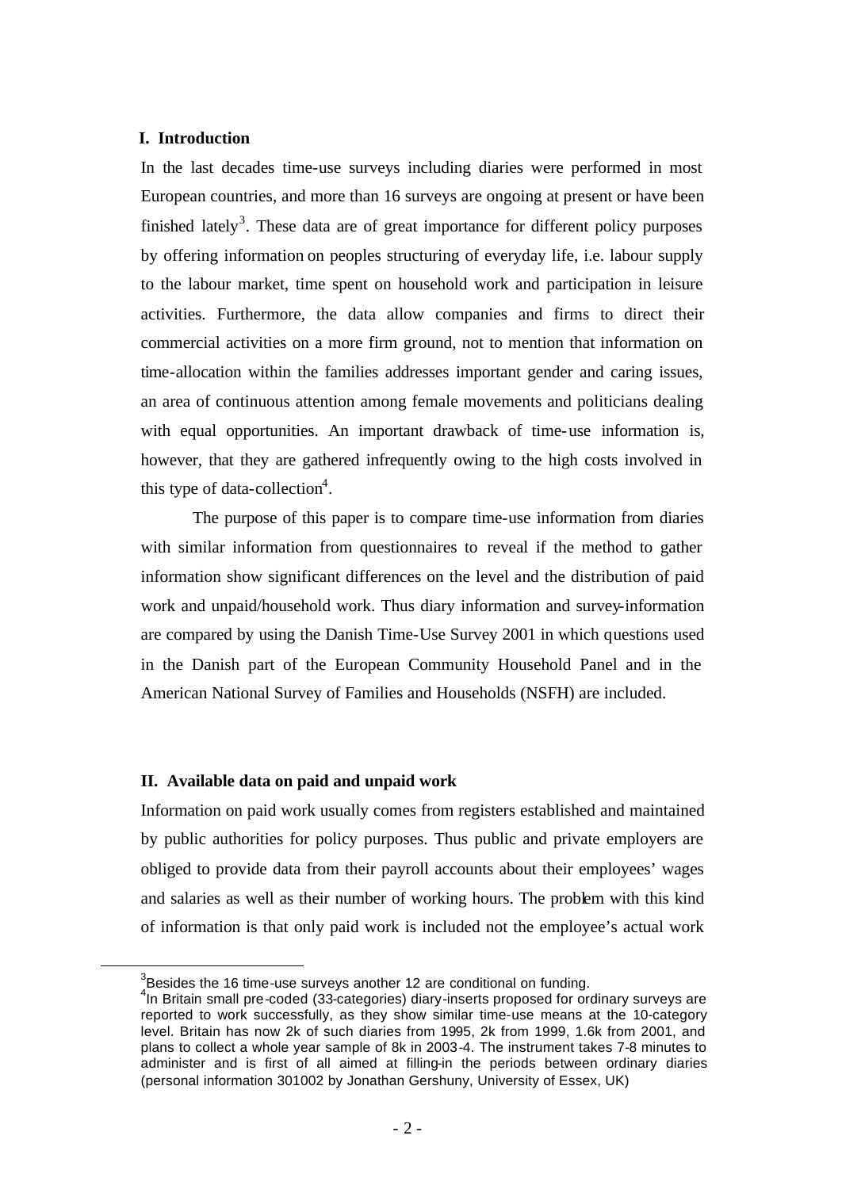## I. Introduction

In the last decades time-use surveys including diaries were performed in most European countries, and more than 16 surveys are ongoing at present or have been finished lately[3]. These data are of great importance for different policy purposes by offering information on peoples structuring of everyday life, i.e. labour supply to the labour market, time spent on household work and participation in leisure activities. Furthermore, the data allow companies and firms to direct their commercial activities on a more firm ground, not to mention that information on time-allocation within the families addresses important gender and caring issues, an area of continuous attention among female movements and politicians dealing with equal opportunities. An important drawback of time-use information is, however, that they are gathered infrequently owing to the high costs involved in this type of data-collection[4].

The purpose of this paper is to compare time-use information from diaries with similar information from questionnaires to reveal if the method to gather information show significant differences on the level and the distribution of paid work and unpaid/household work. Thus diary information and survey-information are compared by using the Danish Time-Use Survey 2001 in which questions used in the Danish part of the European Community Household Panel and in the American National Survey of Families and Households (NSFH) are included.

## II. Available data on paid and unpaid work

Information on paid work usually comes from registers established and maintained by public authorities for policy purposes. Thus public and private employers are obliged to provide data from their payroll accounts about their employees' wages and salaries as well as their number of working hours. The problem with this kind of information is that only paid work is included not the employee's actual work

[3]Besides the 16 time-use surveys another 12 are conditional on funding.

[4]In Britain small pre-coded (33-categories) diary-inserts proposed for ordinary surveys are reported to work successfully, as they show similar time-use means at the 10-category level. Britain has now 2k of such diaries from 1995, 2k from 1999, 1.6k from 2001, and plans to collect a whole year sample of 8k in 2003-4. The instrument takes 7-8 minutes to administer and is first of all aimed at filling-in the periods between ordinary diaries (personal information 301002 by Jonathan Gershuny, University of Essex, UK)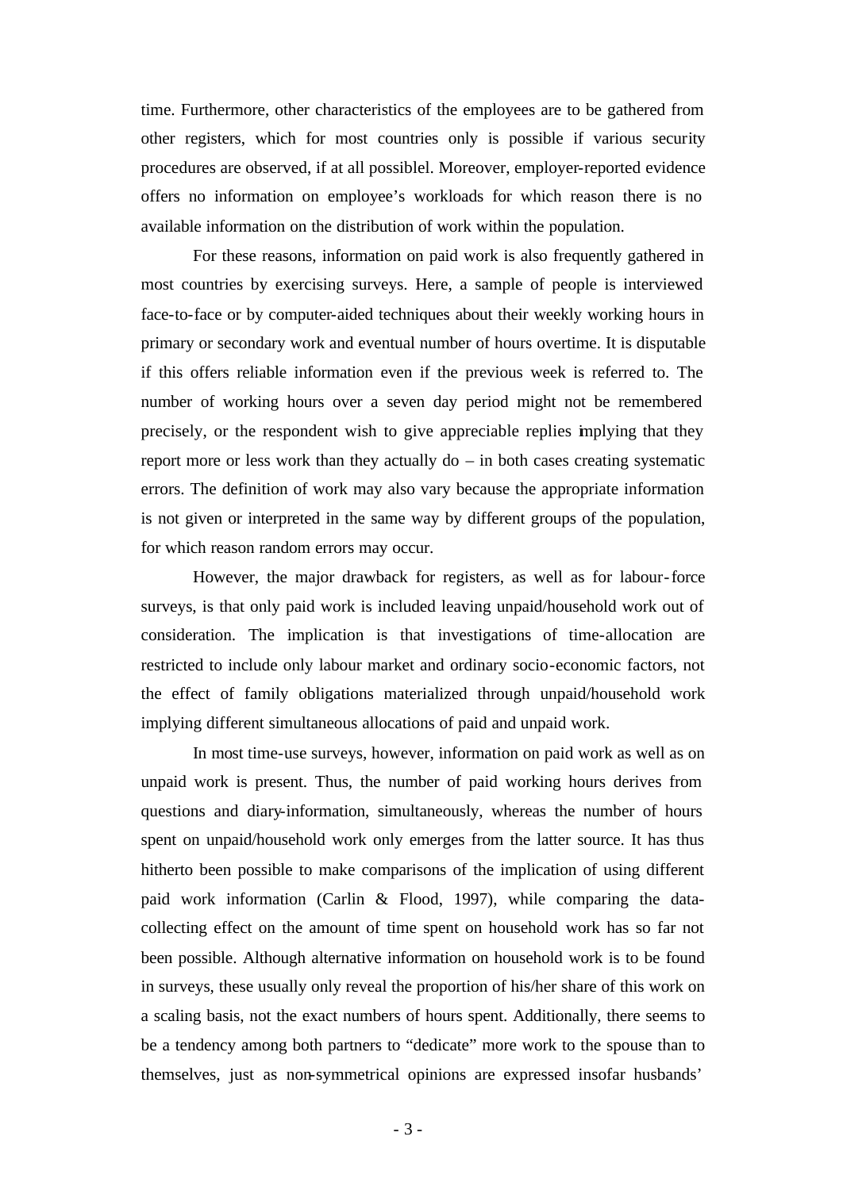time. Furthermore, other characteristics of the employees are to be gathered from other registers, which for most countries only is possible if various security procedures are observed, if at all possiblel. Moreover, employer-reported evidence offers no information on employee's workloads for which reason there is no available information on the distribution of work within the population.

For these reasons, information on paid work is also frequently gathered in most countries by exercising surveys. Here, a sample of people is interviewed face-to-face or by computer-aided techniques about their weekly working hours in primary or secondary work and eventual number of hours overtime. It is disputable if this offers reliable information even if the previous week is referred to. The number of working hours over a seven day period might not be remembered precisely, or the respondent wish to give appreciable replies implying that they report more or less work than they actually do – in both cases creating systematic errors. The definition of work may also vary because the appropriate information is not given or interpreted in the same way by different groups of the population, for which reason random errors may occur.

However, the major drawback for registers, as well as for labour-force surveys, is that only paid work is included leaving unpaid/household work out of consideration. The implication is that investigations of time-allocation are restricted to include only labour market and ordinary socio-economic factors, not the effect of family obligations materialized through unpaid/household work implying different simultaneous allocations of paid and unpaid work.

In most time-use surveys, however, information on paid work as well as on unpaid work is present. Thus, the number of paid working hours derives from questions and diary-information, simultaneously, whereas the number of hours spent on unpaid/household work only emerges from the latter source. It has thus hitherto been possible to make comparisons of the implication of using different paid work information (Carlin & Flood, 1997), while comparing the data-collecting effect on the amount of time spent on household work has so far not been possible. Although alternative information on household work is to be found in surveys, these usually only reveal the proportion of his/her share of this work on a scaling basis, not the exact numbers of hours spent. Additionally, there seems to be a tendency among both partners to "dedicate" more work to the spouse than to themselves, just as non-symmetrical opinions are expressed insofar husbands'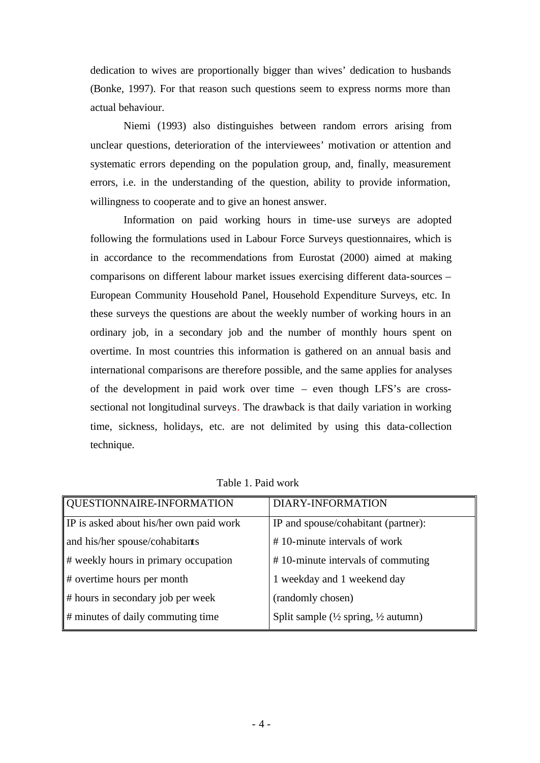dedication to wives are proportionally bigger than wives' dedication to husbands (Bonke, 1997). For that reason such questions seem to express norms more than actual behaviour.

Niemi (1993) also distinguishes between random errors arising from unclear questions, deterioration of the interviewees' motivation or attention and systematic errors depending on the population group, and, finally, measurement errors, i.e. in the understanding of the question, ability to provide information, willingness to cooperate and to give an honest answer.

Information on paid working hours in time-use surveys are adopted following the formulations used in Labour Force Surveys questionnaires, which is in accordance to the recommendations from Eurostat (2000) aimed at making comparisons on different labour market issues exercising different data-sources – European Community Household Panel, Household Expenditure Surveys, etc. In these surveys the questions are about the weekly number of working hours in an ordinary job, in a secondary job and the number of monthly hours spent on overtime. In most countries this information is gathered on an annual basis and international comparisons are therefore possible, and the same applies for analyses of the development in paid work over time – even though LFS's are cross-sectional not longitudinal surveys. The drawback is that daily variation in working time, sickness, holidays, etc. are not delimited by using this data-collection technique.

Table 1. Paid work

| QUESTIONNAIRE-INFORMATION | DIARY-INFORMATION |
|---|---|
| IP is asked about his/her own paid work | IP and spouse/cohabitant (partner): |
| and his/her spouse/cohabitants | # 10-minute intervals of work |
| # weekly hours in primary occupation | # 10-minute intervals of commuting |
| # overtime hours per month | 1 weekday and 1 weekend day |
| # hours in secondary job per week | (randomly chosen) |
| # minutes of daily commuting time | Split sample (½ spring, ½ autumn) |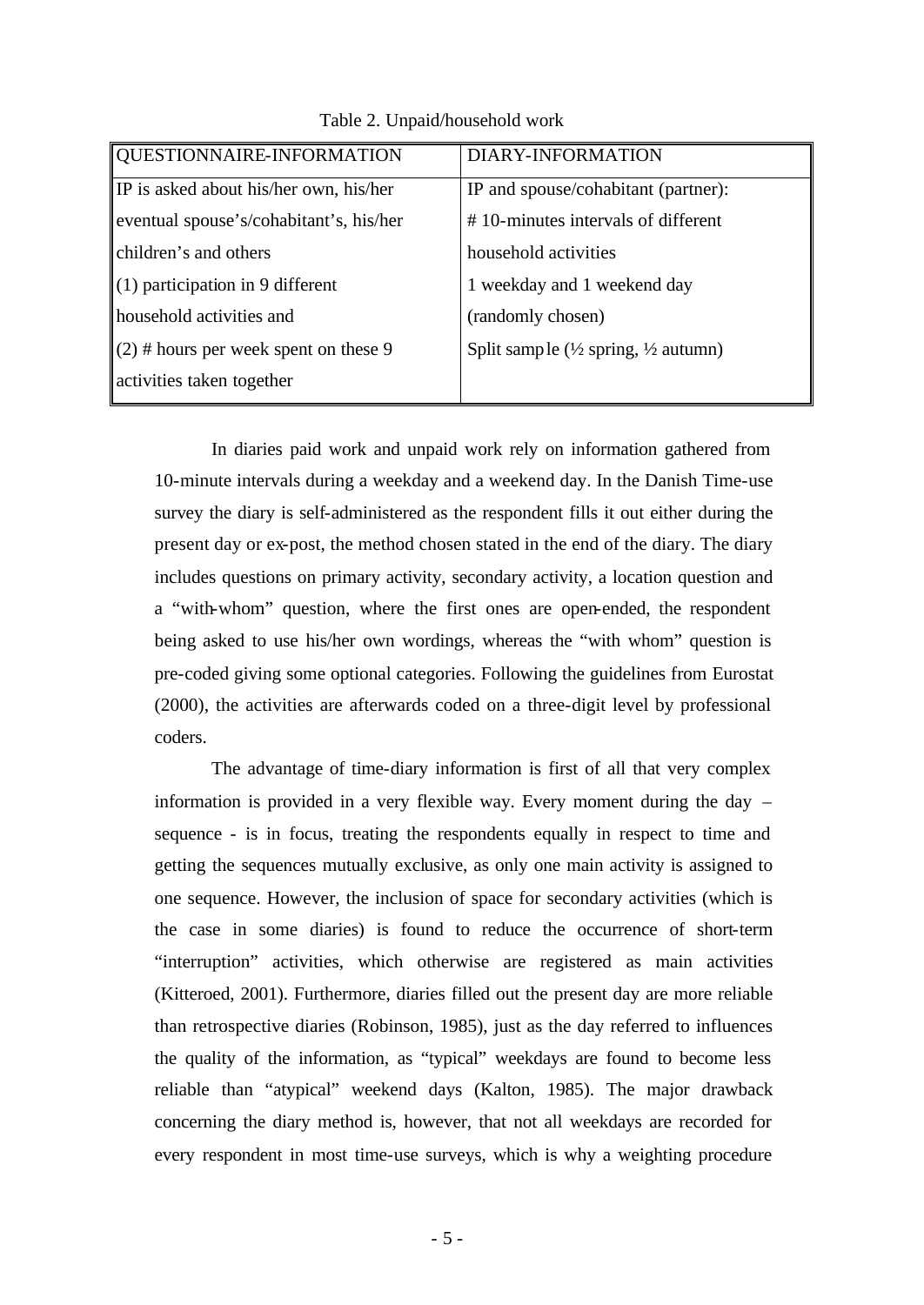Table 2. Unpaid/household work

| QUESTIONNAIRE-INFORMATION | DIARY-INFORMATION |
|---|---|
| IP is asked about his/her own, his/her eventual spouse's/cohabitant's, his/her children's and others (1) participation in 9 different household activities and (2) # hours per week spent on these 9 activities taken together | IP and spouse/cohabitant (partner): # 10-minutes intervals of different household activities 1 weekday and 1 weekend day (randomly chosen) Split sample (½ spring, ½ autumn) |

In diaries paid work and unpaid work rely on information gathered from 10-minute intervals during a weekday and a weekend day. In the Danish Time-use survey the diary is self-administered as the respondent fills it out either during the present day or ex-post, the method chosen stated in the end of the diary. The diary includes questions on primary activity, secondary activity, a location question and a "with-whom" question, where the first ones are open-ended, the respondent being asked to use his/her own wordings, whereas the "with whom" question is pre-coded giving some optional categories. Following the guidelines from Eurostat (2000), the activities are afterwards coded on a three-digit level by professional coders.

The advantage of time-diary information is first of all that very complex information is provided in a very flexible way. Every moment during the day – sequence - is in focus, treating the respondents equally in respect to time and getting the sequences mutually exclusive, as only one main activity is assigned to one sequence. However, the inclusion of space for secondary activities (which is the case in some diaries) is found to reduce the occurrence of short-term "interruption" activities, which otherwise are registered as main activities (Kitteroed, 2001). Furthermore, diaries filled out the present day are more reliable than retrospective diaries (Robinson, 1985), just as the day referred to influences the quality of the information, as "typical" weekdays are found to become less reliable than "atypical" weekend days (Kalton, 1985). The major drawback concerning the diary method is, however, that not all weekdays are recorded for every respondent in most time-use surveys, which is why a weighting procedure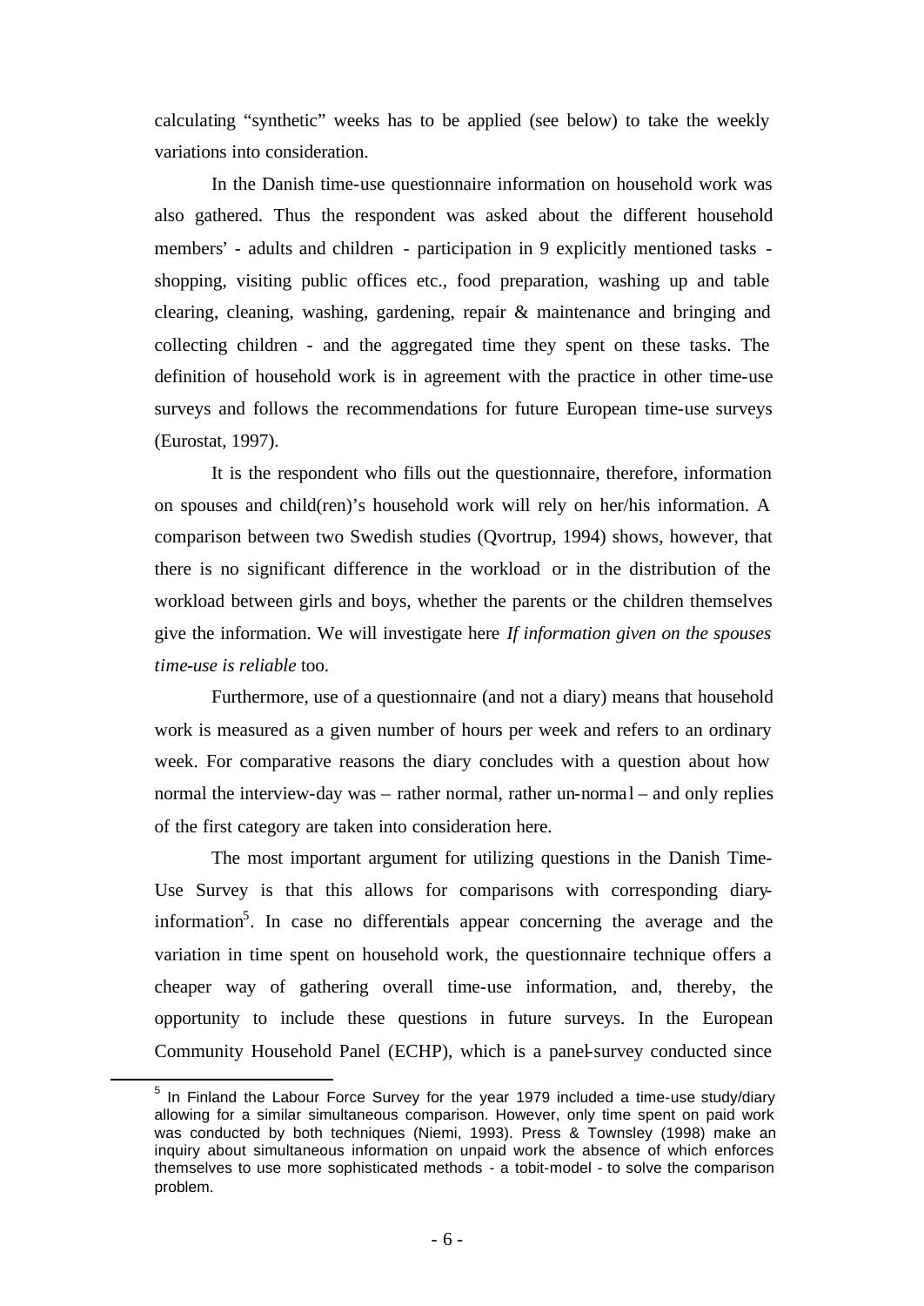calculating "synthetic" weeks has to be applied (see below) to take the weekly variations into consideration.

In the Danish time-use questionnaire information on household work was also gathered. Thus the respondent was asked about the different household members' - adults and children - participation in 9 explicitly mentioned tasks - shopping, visiting public offices etc., food preparation, washing up and table clearing, cleaning, washing, gardening, repair & maintenance and bringing and collecting children - and the aggregated time they spent on these tasks. The definition of household work is in agreement with the practice in other time-use surveys and follows the recommendations for future European time-use surveys (Eurostat, 1997).

It is the respondent who fills out the questionnaire, therefore, information on spouses and child(ren)'s household work will rely on her/his information. A comparison between two Swedish studies (Qvortrup, 1994) shows, however, that there is no significant difference in the workload or in the distribution of the workload between girls and boys, whether the parents or the children themselves give the information. We will investigate here *If information given on the spouses time-use is reliable* too.

Furthermore, use of a questionnaire (and not a diary) means that household work is measured as a given number of hours per week and refers to an ordinary week. For comparative reasons the diary concludes with a question about how normal the interview-day was – rather normal, rather un-normal – and only replies of the first category are taken into consideration here.

The most important argument for utilizing questions in the Danish Time-Use Survey is that this allows for comparisons with corresponding diary-information[5]. In case no differentials appear concerning the average and the variation in time spent on household work, the questionnaire technique offers a cheaper way of gathering overall time-use information, and, thereby, the opportunity to include these questions in future surveys. In the European Community Household Panel (ECHP), which is a panel-survey conducted since

[5] In Finland the Labour Force Survey for the year 1979 included a time-use study/diary allowing for a similar simultaneous comparison. However, only time spent on paid work was conducted by both techniques (Niemi, 1993). Press & Townsley (1998) make an inquiry about simultaneous information on unpaid work the absence of which enforces themselves to use more sophisticated methods - a tobit-model - to solve the comparison problem.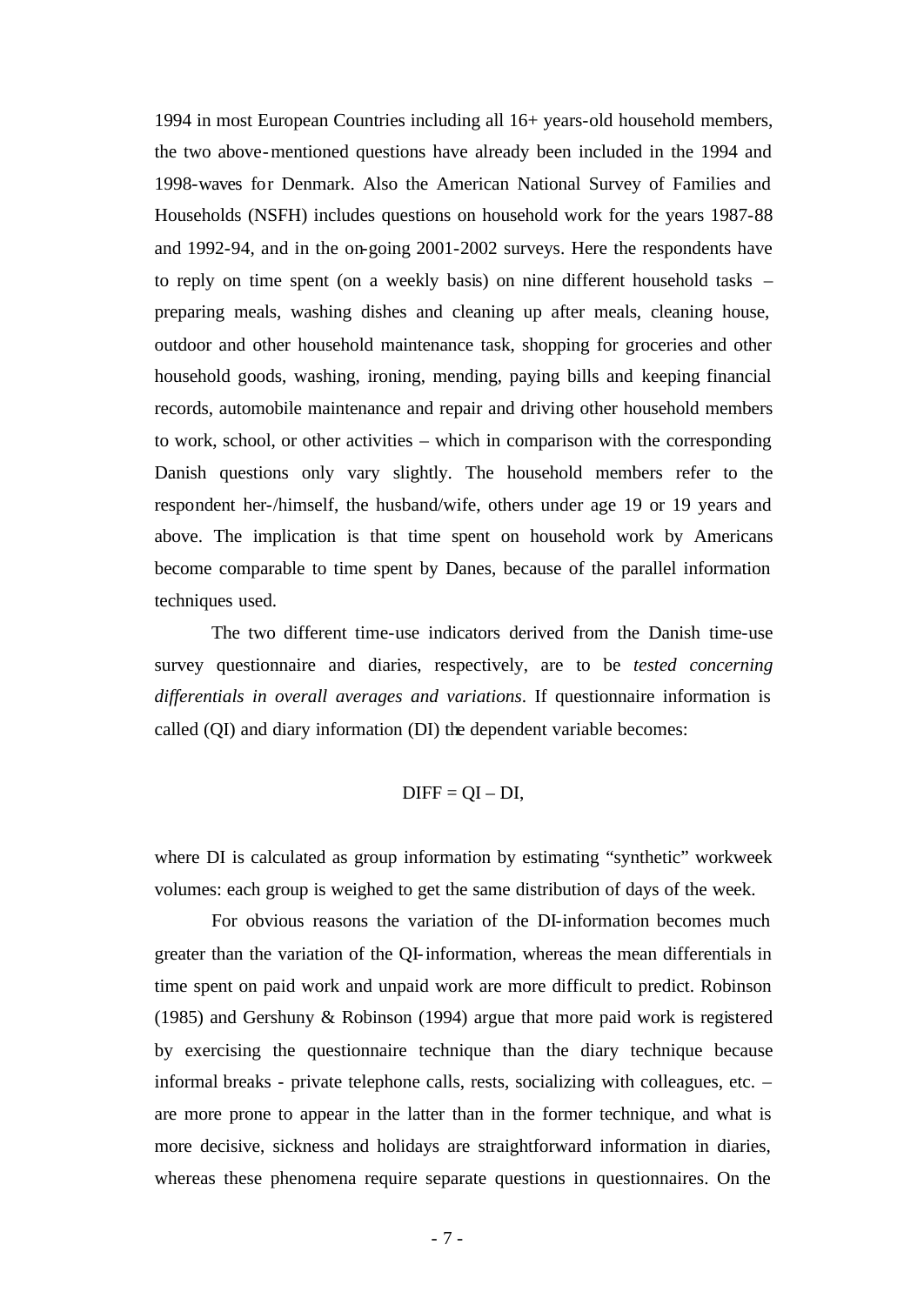1994 in most European Countries including all 16+ years-old household members, the two above-mentioned questions have already been included in the 1994 and 1998-waves for Denmark. Also the American National Survey of Families and Households (NSFH) includes questions on household work for the years 1987-88 and 1992-94, and in the on-going 2001-2002 surveys. Here the respondents have to reply on time spent (on a weekly basis) on nine different household tasks – preparing meals, washing dishes and cleaning up after meals, cleaning house, outdoor and other household maintenance task, shopping for groceries and other household goods, washing, ironing, mending, paying bills and keeping financial records, automobile maintenance and repair and driving other household members to work, school, or other activities – which in comparison with the corresponding Danish questions only vary slightly. The household members refer to the respondent her-/himself, the husband/wife, others under age 19 or 19 years and above. The implication is that time spent on household work by Americans become comparable to time spent by Danes, because of the parallel information techniques used.

The two different time-use indicators derived from the Danish time-use survey questionnaire and diaries, respectively, are to be *tested concerning differentials in overall averages and variations*. If questionnaire information is called (QI) and diary information (DI) the dependent variable becomes:

$$DIFF = QI - DI,$$

where DI is calculated as group information by estimating "synthetic" workweek volumes: each group is weighed to get the same distribution of days of the week.

For obvious reasons the variation of the DI-information becomes much greater than the variation of the QI-information, whereas the mean differentials in time spent on paid work and unpaid work are more difficult to predict. Robinson (1985) and Gershuny & Robinson (1994) argue that more paid work is registered by exercising the questionnaire technique than the diary technique because informal breaks - private telephone calls, rests, socializing with colleagues, etc. – are more prone to appear in the latter than in the former technique, and what is more decisive, sickness and holidays are straightforward information in diaries, whereas these phenomena require separate questions in questionnaires. On the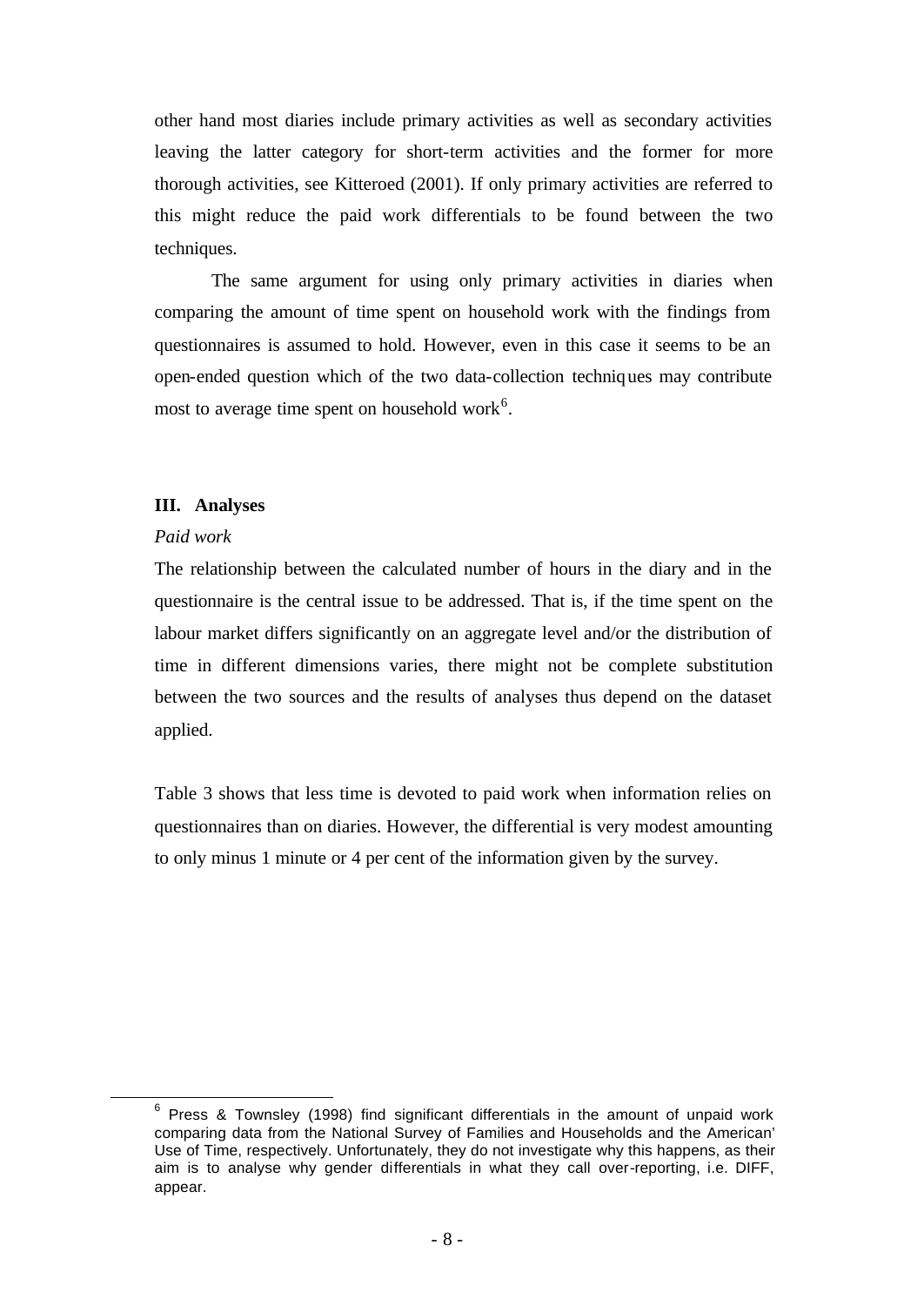other hand most diaries include primary activities as well as secondary activities leaving the latter category for short-term activities and the former for more thorough activities, see Kitteroed (2001). If only primary activities are referred to this might reduce the paid work differentials to be found between the two techniques.

The same argument for using only primary activities in diaries when comparing the amount of time spent on household work with the findings from questionnaires is assumed to hold. However, even in this case it seems to be an open-ended question which of the two data-collection techniques may contribute most to average time spent on household work[6].

## III. Analyses

*Paid work*

The relationship between the calculated number of hours in the diary and in the questionnaire is the central issue to be addressed. That is, if the time spent on the labour market differs significantly on an aggregate level and/or the distribution of time in different dimensions varies, there might not be complete substitution between the two sources and the results of analyses thus depend on the dataset applied.

Table 3 shows that less time is devoted to paid work when information relies on questionnaires than on diaries. However, the differential is very modest amounting to only minus 1 minute or 4 per cent of the information given by the survey.

[6] Press & Townsley (1998) find significant differentials in the amount of unpaid work comparing data from the National Survey of Families and Households and the American' Use of Time, respectively. Unfortunately, they do not investigate why this happens, as their aim is to analyse why gender differentials in what they call over-reporting, i.e. DIFF, appear.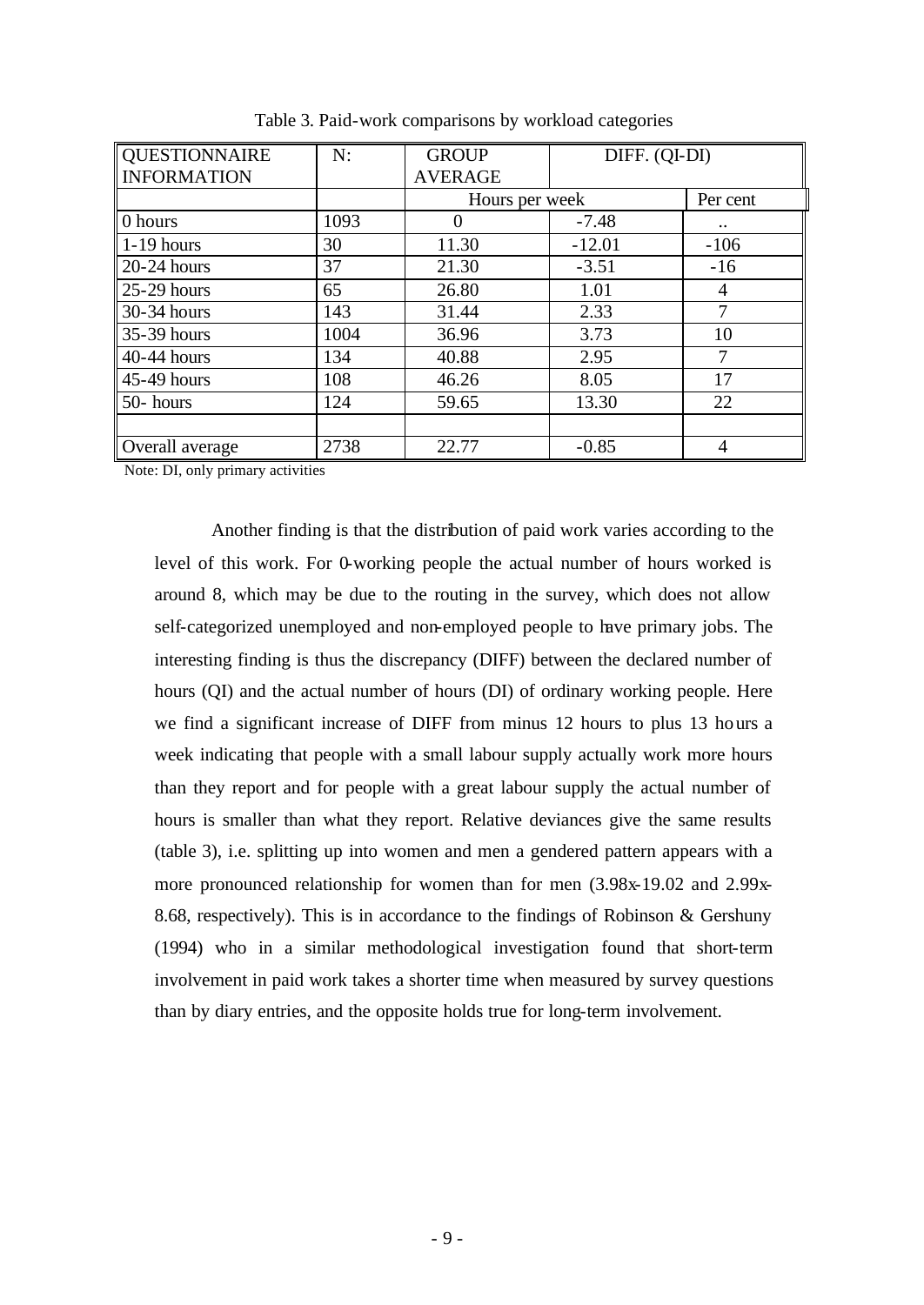Table 3. Paid-work comparisons by workload categories

| QUESTIONNAIRE INFORMATION | N: | GROUP AVERAGE | DIFF. (QI-DI) | |
|---|---|---|---|---|
| | | Hours per week | | Per cent |
| 0 hours | 1093 | 0 | -7.48 | .. |
| 1-19 hours | 30 | 11.30 | -12.01 | -106 |
| 20-24 hours | 37 | 21.30 | -3.51 | -16 |
| 25-29 hours | 65 | 26.80 | 1.01 | 4 |
| 30-34 hours | 143 | 31.44 | 2.33 | 7 |
| 35-39 hours | 1004 | 36.96 | 3.73 | 10 |
| 40-44 hours | 134 | 40.88 | 2.95 | 7 |
| 45-49 hours | 108 | 46.26 | 8.05 | 17 |
| 50- hours | 124 | 59.65 | 13.30 | 22 |
| | | | | |
| Overall average | 2738 | 22.77 | -0.85 | 4 |

Note: DI, only primary activities

Another finding is that the distribution of paid work varies according to the level of this work. For 0-working people the actual number of hours worked is around 8, which may be due to the routing in the survey, which does not allow self-categorized unemployed and non-employed people to have primary jobs. The interesting finding is thus the discrepancy (DIFF) between the declared number of hours (QI) and the actual number of hours (DI) of ordinary working people. Here we find a significant increase of DIFF from minus 12 hours to plus 13 hours a week indicating that people with a small labour supply actually work more hours than they report and for people with a great labour supply the actual number of hours is smaller than what they report. Relative deviances give the same results (table 3), i.e. splitting up into women and men a gendered pattern appears with a more pronounced relationship for women than for men ($3.98x-19.02$ and $2.99x-8.68$, respectively). This is in accordance to the findings of Robinson & Gershuny (1994) who in a similar methodological investigation found that short-term involvement in paid work takes a shorter time when measured by survey questions than by diary entries, and the opposite holds true for long-term involvement.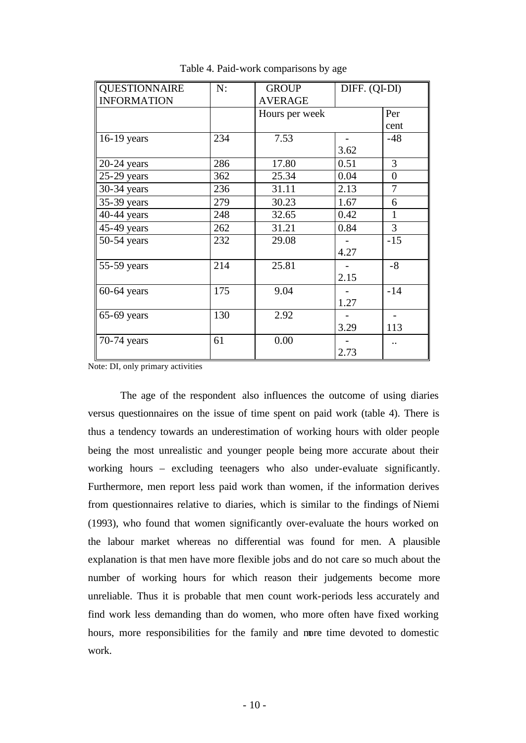Table 4. Paid-work comparisons by age

| QUESTIONNAIRE INFORMATION | N: | GROUP AVERAGE | DIFF. (QI-DI) | |
|---|---|---|---|---|
| | | Hours per week | | Per cent |
| 16-19 years | 234 | 7.53 | -3.62 | -48 |
| 20-24 years | 286 | 17.80 | 0.51 | 3 |
| 25-29 years | 362 | 25.34 | 0.04 | 0 |
| 30-34 years | 236 | 31.11 | 2.13 | 7 |
| 35-39 years | 279 | 30.23 | 1.67 | 6 |
| 40-44 years | 248 | 32.65 | 0.42 | 1 |
| 45-49 years | 262 | 31.21 | 0.84 | 3 |
| 50-54 years | 232 | 29.08 | -4.27 | -15 |
| 55-59 years | 214 | 25.81 | -2.15 | -8 |
| 60-64 years | 175 | 9.04 | -1.27 | -14 |
| 65-69 years | 130 | 2.92 | -3.29 | -113 |
| 70-74 years | 61 | 0.00 | -2.73 | .. |

Note: DI, only primary activities

The age of the respondent also influences the outcome of using diaries versus questionnaires on the issue of time spent on paid work (table 4). There is thus a tendency towards an underestimation of working hours with older people being the most unrealistic and younger people being more accurate about their working hours – excluding teenagers who also under-evaluate significantly. Furthermore, men report less paid work than women, if the information derives from questionnaires relative to diaries, which is similar to the findings of Niemi (1993), who found that women significantly over-evaluate the hours worked on the labour market whereas no differential was found for men. A plausible explanation is that men have more flexible jobs and do not care so much about the number of working hours for which reason their judgements become more unreliable. Thus it is probable that men count work-periods less accurately and find work less demanding than do women, who more often have fixed working hours, more responsibilities for the family and more time devoted to domestic work.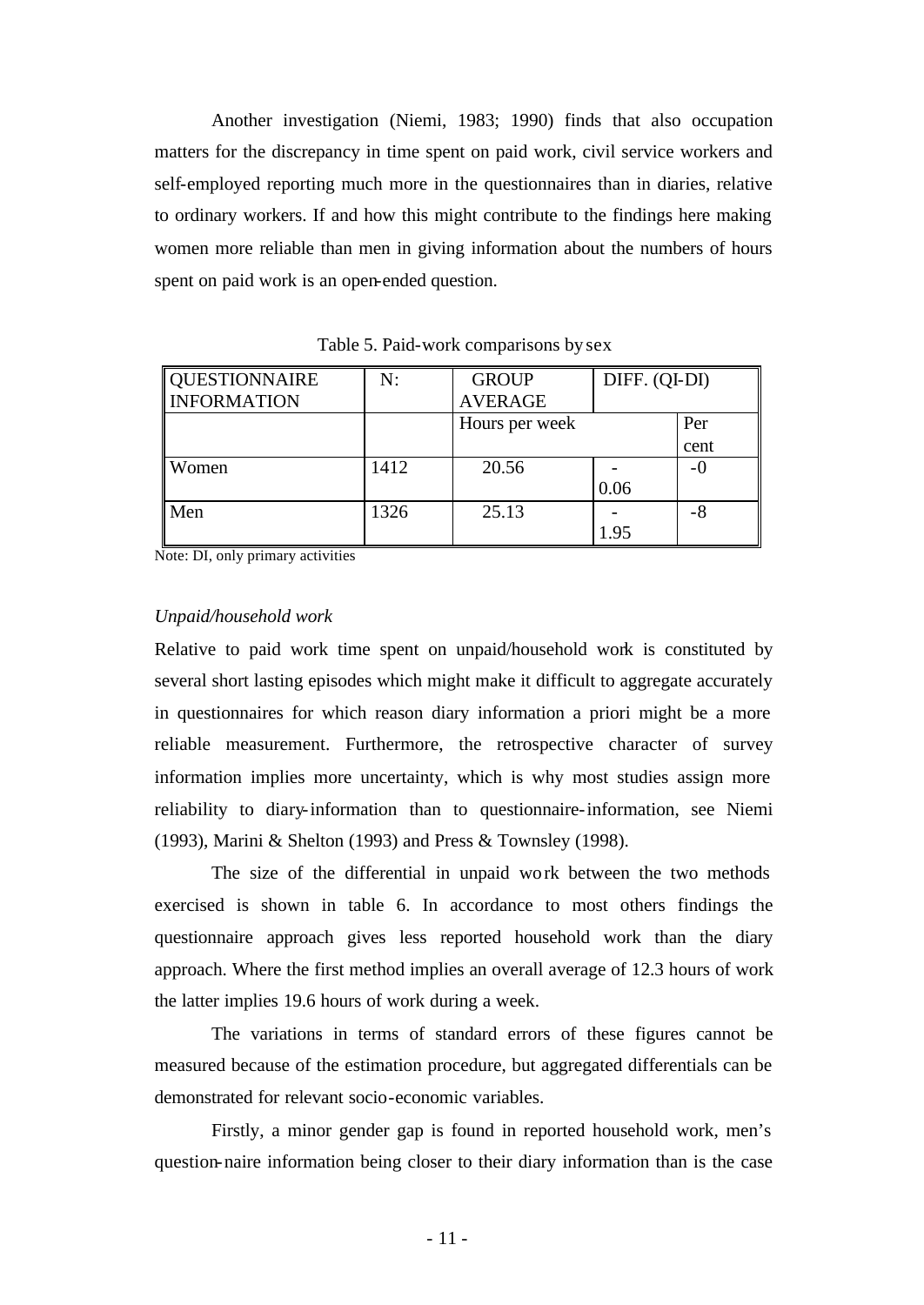Another investigation (Niemi, 1983; 1990) finds that also occupation matters for the discrepancy in time spent on paid work, civil service workers and self-employed reporting much more in the questionnaires than in diaries, relative to ordinary workers. If and how this might contribute to the findings here making women more reliable than men in giving information about the numbers of hours spent on paid work is an open-ended question.

Table 5. Paid-work comparisons by sex

| QUESTIONNAIRE INFORMATION | N: | GROUP AVERAGE | DIFF. (QI-DI) | |
|---|---|---|---|---|
| | | Hours per week | | Per cent |
| Women | 1412 | 20.56 | -0.06 | -0 |
| Men | 1326 | 25.13 | -1.95 | -8 |

Note: DI, only primary activities

*Unpaid/household work*

Relative to paid work time spent on unpaid/household work is constituted by several short lasting episodes which might make it difficult to aggregate accurately in questionnaires for which reason diary information a priori might be a more reliable measurement. Furthermore, the retrospective character of survey information implies more uncertainty, which is why most studies assign more reliability to diary-information than to questionnaire-information, see Niemi (1993), Marini & Shelton (1993) and Press & Townsley (1998).

The size of the differential in unpaid work between the two methods exercised is shown in table 6. In accordance to most others findings the questionnaire approach gives less reported household work than the diary approach. Where the first method implies an overall average of 12.3 hours of work the latter implies 19.6 hours of work during a week.

The variations in terms of standard errors of these figures cannot be measured because of the estimation procedure, but aggregated differentials can be demonstrated for relevant socio-economic variables.

Firstly, a minor gender gap is found in reported household work, men's question-naire information being closer to their diary information than is the case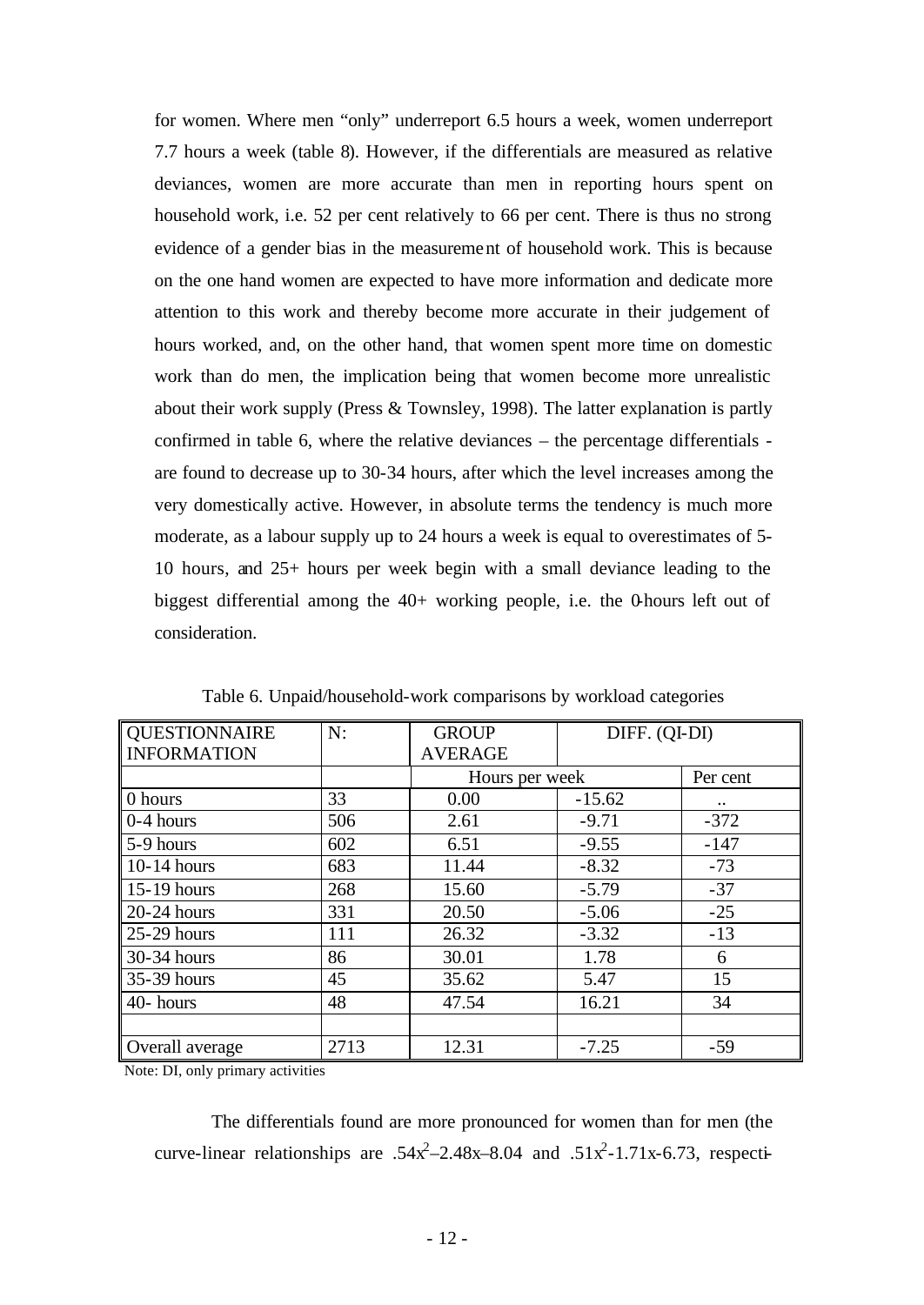for women. Where men "only" underreport 6.5 hours a week, women underreport 7.7 hours a week (table 8). However, if the differentials are measured as relative deviances, women are more accurate than men in reporting hours spent on household work, i.e. 52 per cent relatively to 66 per cent. There is thus no strong evidence of a gender bias in the measurement of household work. This is because on the one hand women are expected to have more information and dedicate more attention to this work and thereby become more accurate in their judgement of hours worked, and, on the other hand, that women spent more time on domestic work than do men, the implication being that women become more unrealistic about their work supply (Press & Townsley, 1998). The latter explanation is partly confirmed in table 6, where the relative deviances – the percentage differentials - are found to decrease up to 30-34 hours, after which the level increases among the very domestically active. However, in absolute terms the tendency is much more moderate, as a labour supply up to 24 hours a week is equal to overestimates of 5-10 hours, and 25+ hours per week begin with a small deviance leading to the biggest differential among the 40+ working people, i.e. the 0-hours left out of consideration.

Table 6. Unpaid/household-work comparisons by workload categories

| QUESTIONNAIRE INFORMATION | N: | GROUP AVERAGE | DIFF. (QI-DI) | |
|---|---|---|---|---|
| | | Hours per week | | Per cent |
| 0 hours | 33 | 0.00 | -15.62 | .. |
| 0-4 hours | 506 | 2.61 | -9.71 | -372 |
| 5-9 hours | 602 | 6.51 | -9.55 | -147 |
| 10-14 hours | 683 | 11.44 | -8.32 | -73 |
| 15-19 hours | 268 | 15.60 | -5.79 | -37 |
| 20-24 hours | 331 | 20.50 | -5.06 | -25 |
| 25-29 hours | 111 | 26.32 | -3.32 | -13 |
| 30-34 hours | 86 | 30.01 | 1.78 | 6 |
| 35-39 hours | 45 | 35.62 | 5.47 | 15 |
| 40- hours | 48 | 47.54 | 16.21 | 34 |
| | | | | |
| Overall average | 2713 | 12.31 | -7.25 | -59 |

Note: DI, only primary activities

The differentials found are more pronounced for women than for men (the curve-linear relationships are $.54x^2 – 2.48x – 8.04$ and $.51x^2 - 1.71x - 6.73$, respecti-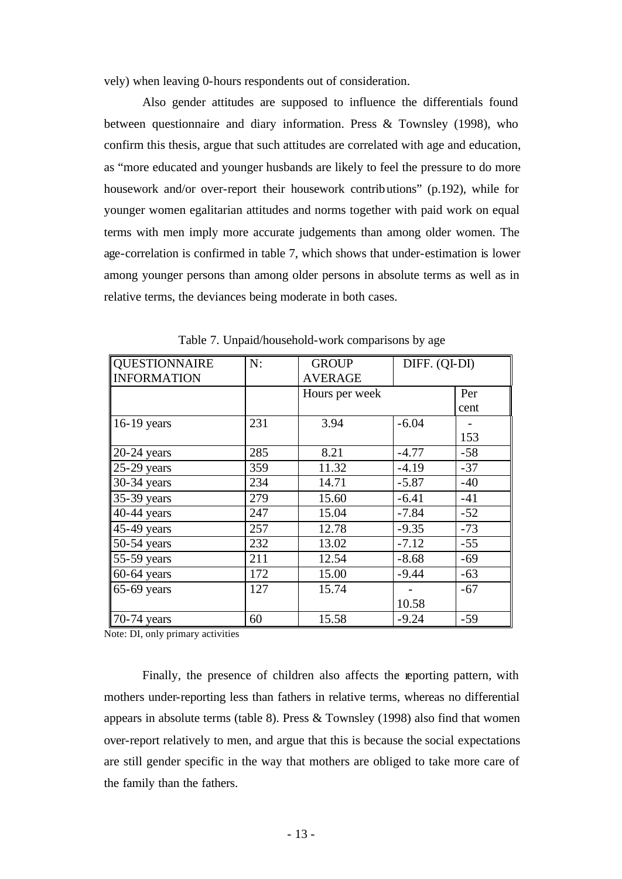vely) when leaving 0-hours respondents out of consideration.

Also gender attitudes are supposed to influence the differentials found between questionnaire and diary information. Press & Townsley (1998), who confirm this thesis, argue that such attitudes are correlated with age and education, as "more educated and younger husbands are likely to feel the pressure to do more housework and/or over-report their housework contributions" (p.192), while for younger women egalitarian attitudes and norms together with paid work on equal terms with men imply more accurate judgements than among older women. The age-correlation is confirmed in table 7, which shows that under-estimation is lower among younger persons than among older persons in absolute terms as well as in relative terms, the deviances being moderate in both cases.

Table 7. Unpaid/household-work comparisons by age

| QUESTIONNAIRE INFORMATION | N: | GROUP AVERAGE | DIFF. (QI-DI) | |
|---|---|---|---|---|
| | | Hours per week | | Per cent |
| 16-19 years | 231 | 3.94 | -6.04 | -153 |
| 20-24 years | 285 | 8.21 | -4.77 | -58 |
| 25-29 years | 359 | 11.32 | -4.19 | -37 |
| 30-34 years | 234 | 14.71 | -5.87 | -40 |
| 35-39 years | 279 | 15.60 | -6.41 | -41 |
| 40-44 years | 247 | 15.04 | -7.84 | -52 |
| 45-49 years | 257 | 12.78 | -9.35 | -73 |
| 50-54 years | 232 | 13.02 | -7.12 | -55 |
| 55-59 years | 211 | 12.54 | -8.68 | -69 |
| 60-64 years | 172 | 15.00 | -9.44 | -63 |
| 65-69 years | 127 | 15.74 | -10.58 | -67 |
| 70-74 years | 60 | 15.58 | -9.24 | -59 |

Note: DI, only primary activities

Finally, the presence of children also affects the reporting pattern, with mothers under-reporting less than fathers in relative terms, whereas no differential appears in absolute terms (table 8). Press & Townsley (1998) also find that women over-report relatively to men, and argue that this is because the social expectations are still gender specific in the way that mothers are obliged to take more care of the family than the fathers.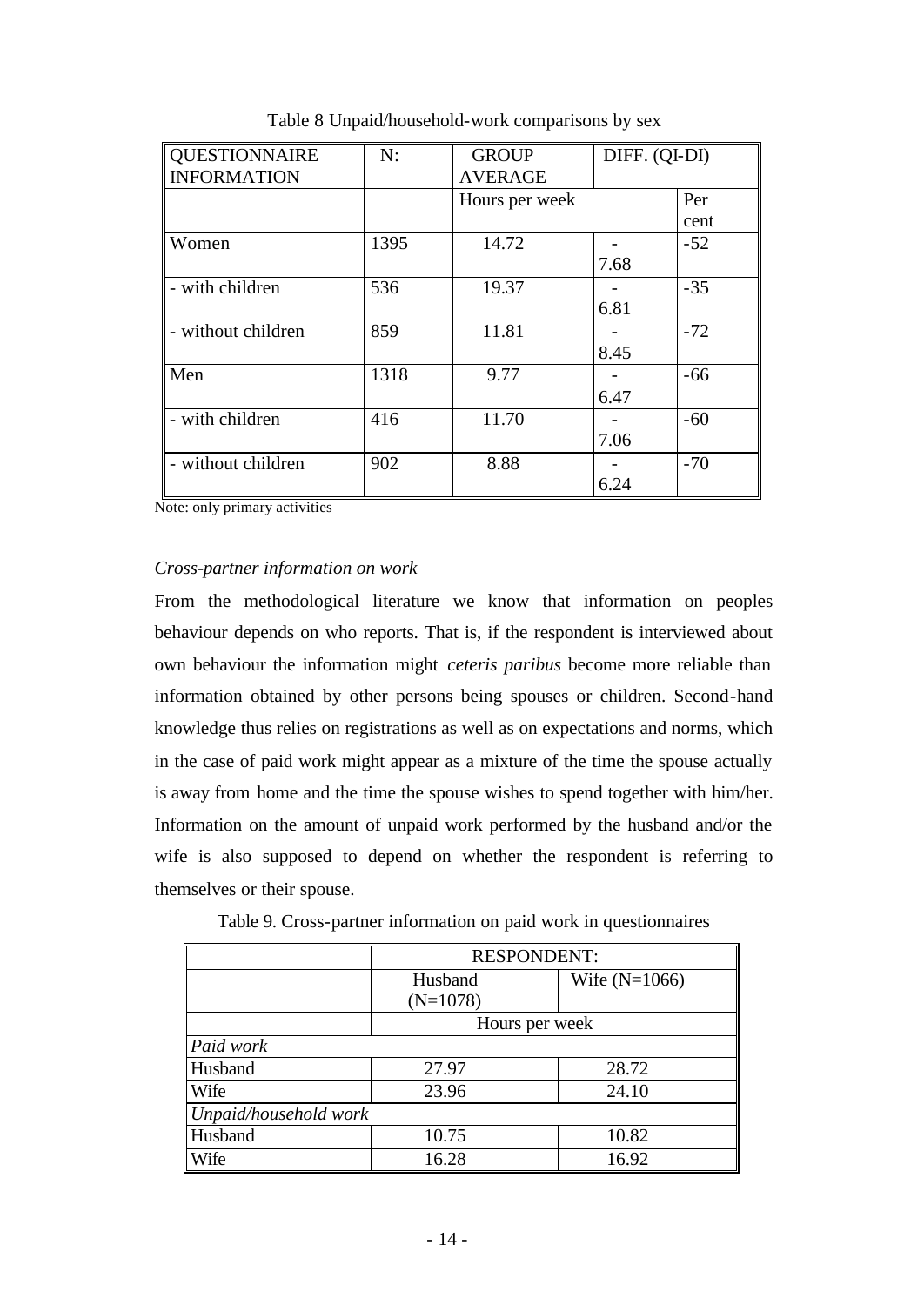Table 8 Unpaid/household-work comparisons by sex

| QUESTIONNAIRE INFORMATION | N: | GROUP AVERAGE | DIFF. (QI-DI) | |
|---|---|---|---|---|
| | | Hours per week | | Per cent |
| Women | 1395 | 14.72 | -7.68 | -52 |
| - with children | 536 | 19.37 | -6.81 | -35 |
| - without children | 859 | 11.81 | -8.45 | -72 |
| Men | 1318 | 9.77 | -6.47 | -66 |
| - with children | 416 | 11.70 | -7.06 | -60 |
| - without children | 902 | 8.88 | -6.24 | -70 |

Note: only primary activities

*Cross-partner information on work*

From the methodological literature we know that information on peoples behaviour depends on who reports. That is, if the respondent is interviewed about own behaviour the information might *ceteris paribus* become more reliable than information obtained by other persons being spouses or children. Second-hand knowledge thus relies on registrations as well as on expectations and norms, which in the case of paid work might appear as a mixture of the time the spouse actually is away from home and the time the spouse wishes to spend together with him/her. Information on the amount of unpaid work performed by the husband and/or the wife is also supposed to depend on whether the respondent is referring to themselves or their spouse.

Table 9. Cross-partner information on paid work in questionnaires

| | RESPONDENT: | |
|---|---|---|
| | Husband (N=1078) | Wife (N=1066) |
| | Hours per week | |
| *Paid work* | | |
| Husband | 27.97 | 28.72 |
| Wife | 23.96 | 24.10 |
| *Unpaid/household work* | | |
| Husband | 10.75 | 10.82 |
| Wife | 16.28 | 16.92 |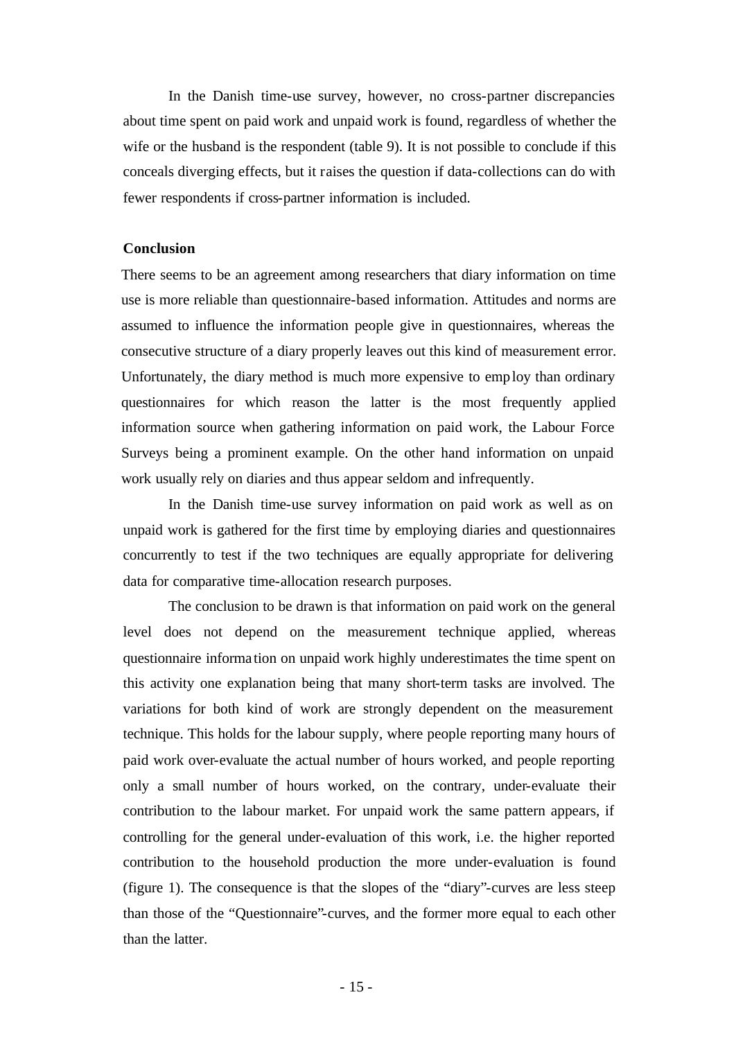In the Danish time-use survey, however, no cross-partner discrepancies about time spent on paid work and unpaid work is found, regardless of whether the wife or the husband is the respondent (table 9). It is not possible to conclude if this conceals diverging effects, but it raises the question if data-collections can do with fewer respondents if cross-partner information is included.

**Conclusion**

There seems to be an agreement among researchers that diary information on time use is more reliable than questionnaire-based information. Attitudes and norms are assumed to influence the information people give in questionnaires, whereas the consecutive structure of a diary properly leaves out this kind of measurement error. Unfortunately, the diary method is much more expensive to employ than ordinary questionnaires for which reason the latter is the most frequently applied information source when gathering information on paid work, the Labour Force Surveys being a prominent example. On the other hand information on unpaid work usually rely on diaries and thus appear seldom and infrequently.

In the Danish time-use survey information on paid work as well as on unpaid work is gathered for the first time by employing diaries and questionnaires concurrently to test if the two techniques are equally appropriate for delivering data for comparative time-allocation research purposes.

The conclusion to be drawn is that information on paid work on the general level does not depend on the measurement technique applied, whereas questionnaire information on unpaid work highly underestimates the time spent on this activity one explanation being that many short-term tasks are involved. The variations for both kind of work are strongly dependent on the measurement technique. This holds for the labour supply, where people reporting many hours of paid work over-evaluate the actual number of hours worked, and people reporting only a small number of hours worked, on the contrary, under-evaluate their contribution to the labour market. For unpaid work the same pattern appears, if controlling for the general under-evaluation of this work, i.e. the higher reported contribution to the household production the more under-evaluation is found (figure 1). The consequence is that the slopes of the "diary"-curves are less steep than those of the "Questionnaire"-curves, and the former more equal to each other than the latter.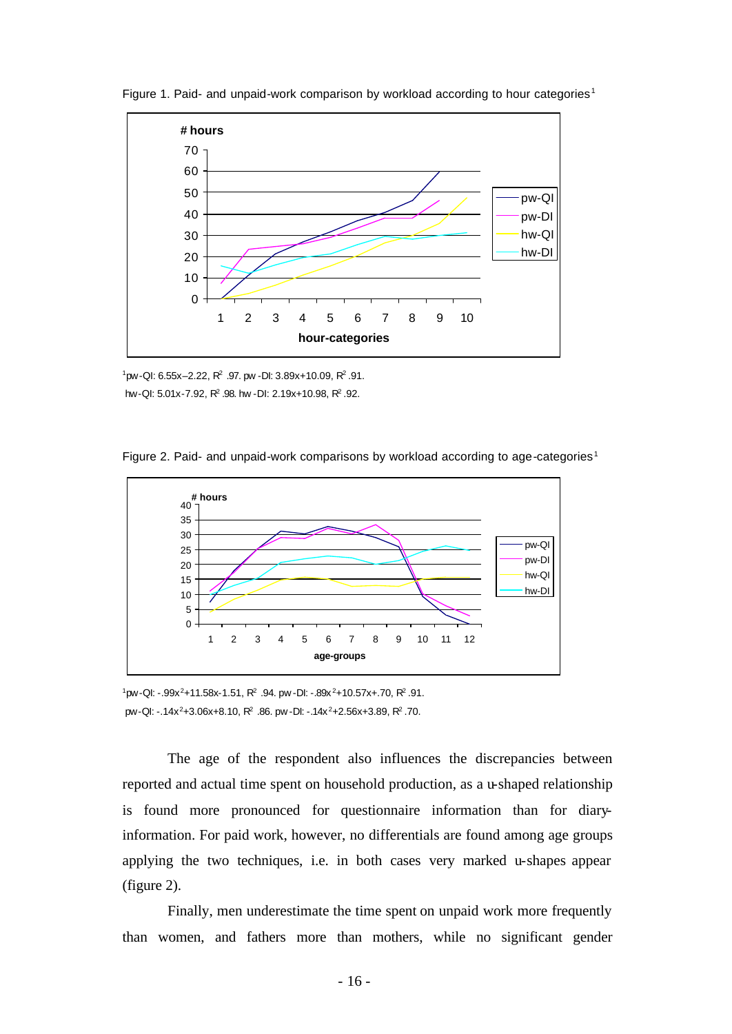Figure 1. Paid- and unpaid-work comparison by workload according to hour categories[1]

# hours

70
60
50
40
30
20
10
0

1 2 3 4 5 6 7 8 9 10

hour-categories

pw-QI
pw-DI
hw-QI
hw-DI

[1]pw-QI: 6.55x–2.22, $R^2$ .97. pw-DI: 3.89x+10.09, $R^2$ .91.
hw-QI: 5.01x-7.92, $R^2$ .98. hw-DI: 2.19x+10.98, $R^2$ .92.

Figure 2. Paid- and unpaid-work comparisons by workload according to age-categories[1]

# hours

40
35
30
25
20
15
10
5
0

1 2 3 4 5 6 7 8 9 10 11 12

age-groups

pw-QI
pw-DI
hw-QI
hw-DI

[1]pw-QI: -.99$x^2$+11.58x-1.51, $R^2$ .94. pw-DI: -.89$x^2$+10.57x+.70, $R^2$ .91.
pw-QI: -.14$x^2$+3.06x+8.10, $R^2$ .86. pw-DI: -.14$x^2$+2.56x+3.89, $R^2$ .70.

The age of the respondent also influences the discrepancies between reported and actual time spent on household production, as a u-shaped relationship is found more pronounced for questionnaire information than for diary-information. For paid work, however, no differentials are found among age groups applying the two techniques, i.e. in both cases very marked u-shapes appear (figure 2).

Finally, men underestimate the time spent on unpaid work more frequently than women, and fathers more than mothers, while no significant gender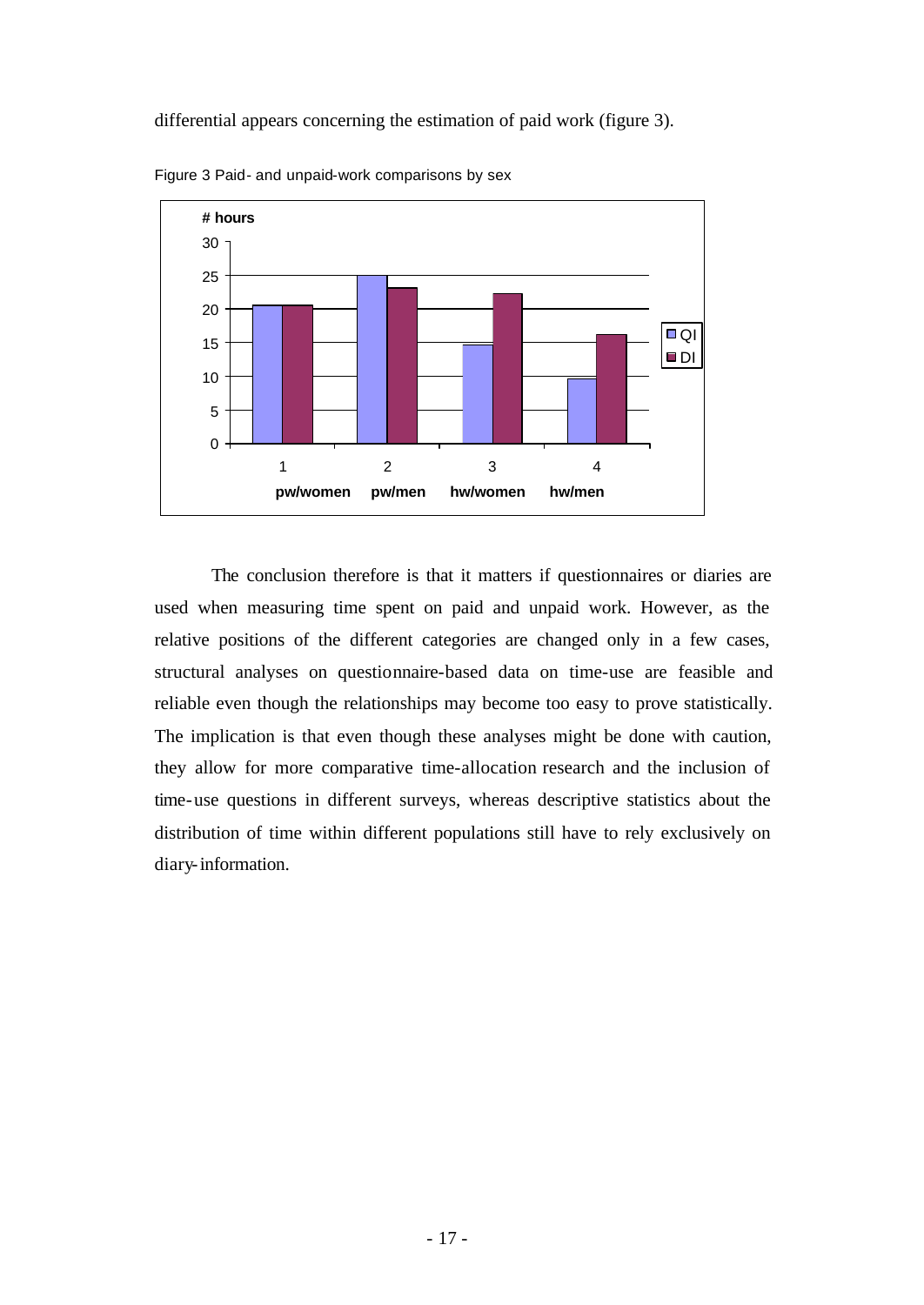differential appears concerning the estimation of paid work (figure 3).

Figure 3 Paid- and unpaid-work comparisons by sex

# hours

30

25

20

15

10

5

0

1 pw/women

2 pw/men

3 hw/women

4 hw/men

QI

DI

The conclusion therefore is that it matters if questionnaires or diaries are used when measuring time spent on paid and unpaid work. However, as the relative positions of the different categories are changed only in a few cases, structural analyses on questionnaire-based data on time-use are feasible and reliable even though the relationships may become too easy to prove statistically. The implication is that even though these analyses might be done with caution, they allow for more comparative time-allocation research and the inclusion of time-use questions in different surveys, whereas descriptive statistics about the distribution of time within different populations still have to rely exclusively on diary-information.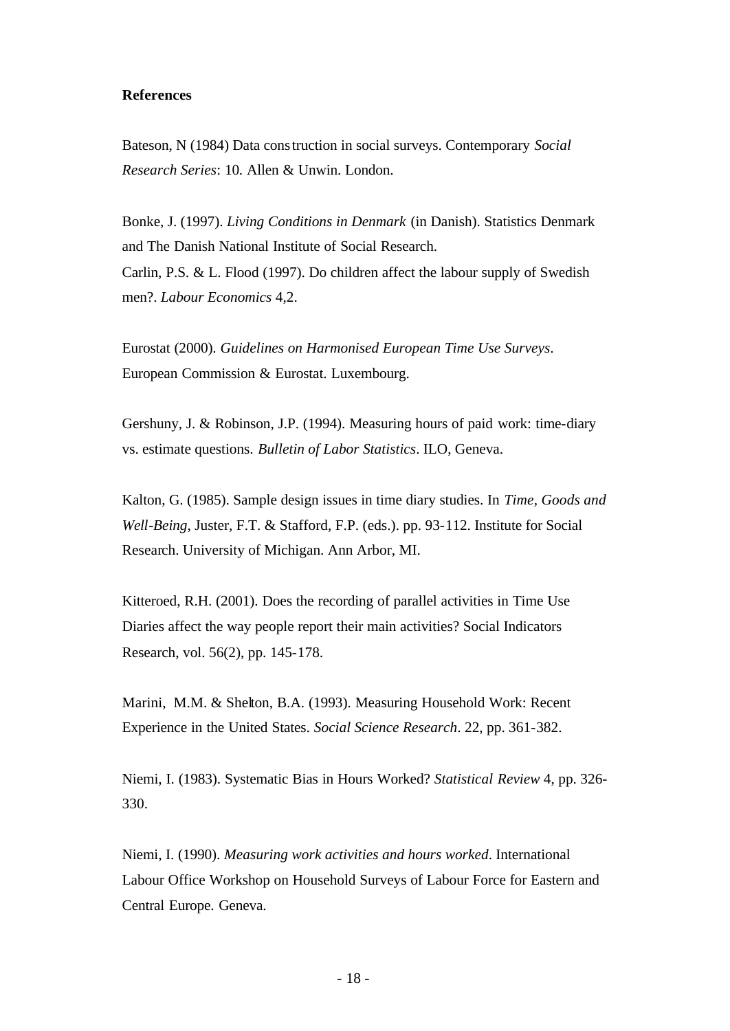**References**

Bateson, N (1984) Data construction in social surveys. Contemporary *Social Research Series*: 10. Allen & Unwin. London.

Bonke, J. (1997). *Living Conditions in Denmark* (in Danish). Statistics Denmark and The Danish National Institute of Social Research.

Carlin, P.S. & L. Flood (1997). Do children affect the labour supply of Swedish men?. *Labour Economics* 4,2.

Eurostat (2000). *Guidelines on Harmonised European Time Use Surveys*. European Commission & Eurostat. Luxembourg.

Gershuny, J. & Robinson, J.P. (1994). Measuring hours of paid work: time-diary vs. estimate questions. *Bulletin of Labor Statistics*. ILO, Geneva.

Kalton, G. (1985). Sample design issues in time diary studies. In *Time, Goods and Well-Being*, Juster, F.T. & Stafford, F.P. (eds.). pp. 93-112. Institute for Social Research. University of Michigan. Ann Arbor, MI.

Kitteroed, R.H. (2001). Does the recording of parallel activities in Time Use Diaries affect the way people report their main activities? Social Indicators Research, vol. 56(2), pp. 145-178.

Marini, M.M. & Shelton, B.A. (1993). Measuring Household Work: Recent Experience in the United States. *Social Science Research*. 22, pp. 361-382.

Niemi, I. (1983). Systematic Bias in Hours Worked? *Statistical Review* 4, pp. 326-330.

Niemi, I. (1990). *Measuring work activities and hours worked*. International Labour Office Workshop on Household Surveys of Labour Force for Eastern and Central Europe. Geneva.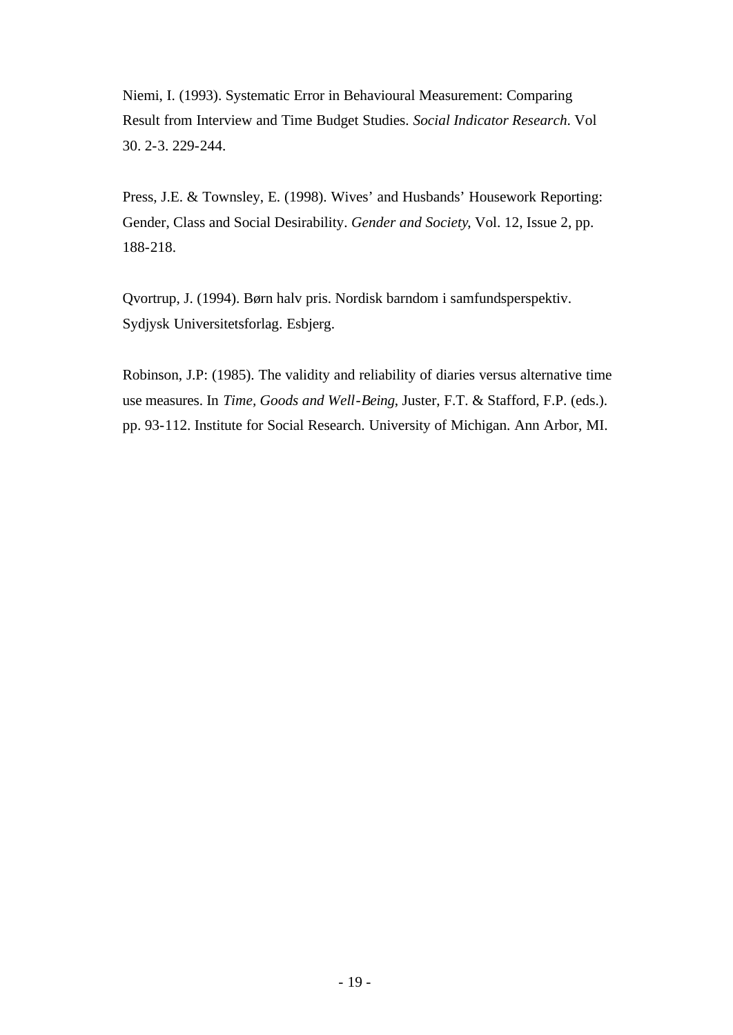Niemi, I. (1993). Systematic Error in Behavioural Measurement: Comparing Result from Interview and Time Budget Studies. *Social Indicator Research*. Vol 30. 2-3. 229-244.

Press, J.E. & Townsley, E. (1998). Wives' and Husbands' Housework Reporting: Gender, Class and Social Desirability. *Gender and Society*, Vol. 12, Issue 2, pp. 188-218.

Qvortrup, J. (1994). Børn halv pris. Nordisk barndom i samfundsperspektiv. Sydjysk Universitetsforlag. Esbjerg.

Robinson, J.P: (1985). The validity and reliability of diaries versus alternative time use measures. In *Time, Goods and Well-Being*, Juster, F.T. & Stafford, F.P. (eds.). pp. 93-112. Institute for Social Research. University of Michigan. Ann Arbor, MI.